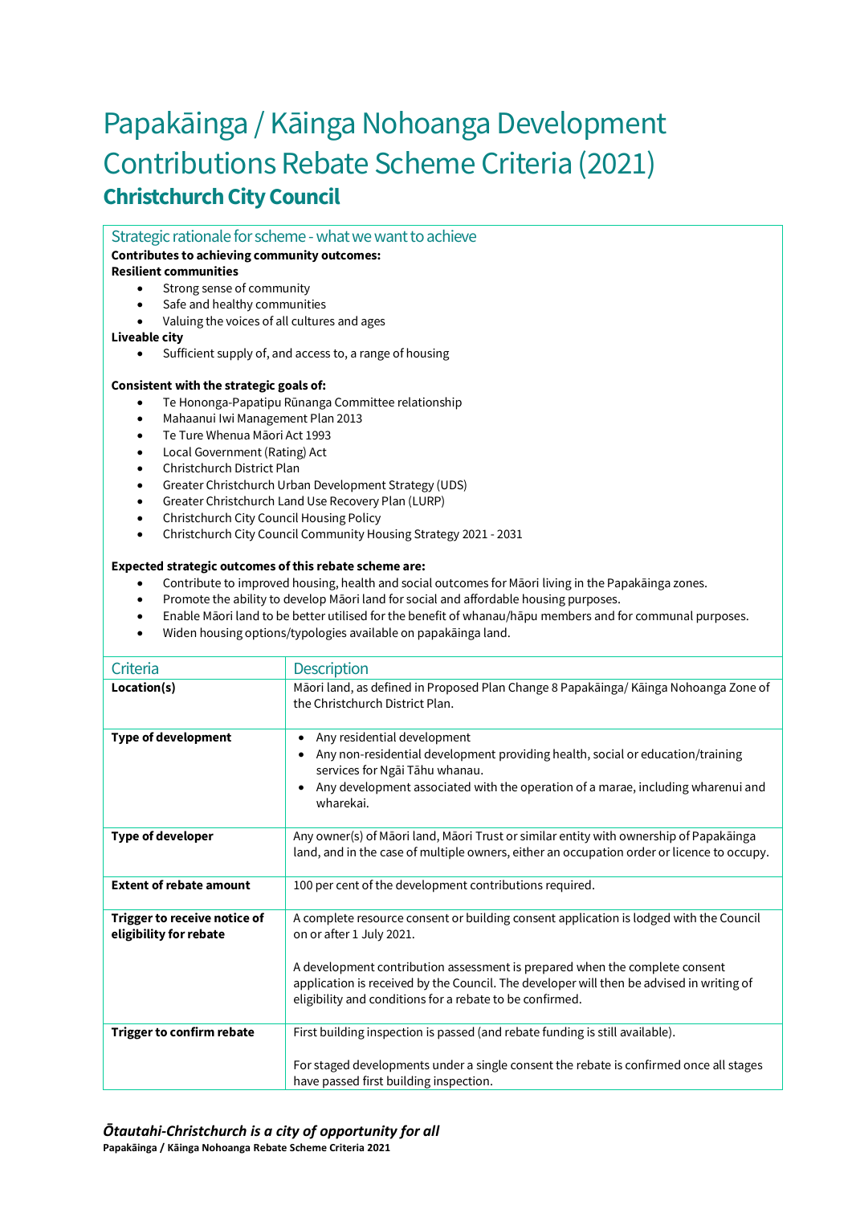# Papakāinga / Kāinga Nohoanga Development Contributions Rebate Scheme Criteria (2021)

## Christchurch City Council

### Strategic rationale for scheme - what we want to achieve

**Contributes to achieving community outcomes:**

**Resilient communities**

- Strong sense of community
- Safe and healthy communities
- Valuing the voices of all cultures and ages

**Liveable city**

- Sufficient supply of, and access to, a range of housing

**Consistent with the strategic goals of:**

- Te Hononga-Papatipu Rūnanga Committee relationship
- Mahaanui Iwi Management Plan 2013
- Te Ture Whenua Māori Act 1993
- Local Government (Rating) Act
- Christchurch District Plan
- Greater Christchurch Urban Development Strategy (UDS)
- Greater Christchurch Land Use Recovery Plan (LURP)
- Christchurch City Council Housing Policy
- Christchurch City Council Community Housing Strategy 2021 - 2031

**Expected strategic outcomes of this rebate scheme are:**

- Contribute to improved housing, health and social outcomes for Māori living in the Papakāinga zones.
- Promote the ability to develop Māori land for social and affordable housing purposes.
- Enable Māori land to be better utilised for the benefit of whanau/hāpu members and for communal purposes.
- Widen housing options/typologies available on papakāinga land.

| Criteria | Description |
|---|---|
| **Location(s)** | Māori land, as defined in Proposed Plan Change 8 Papakāinga/ Kāinga Nohoanga Zone of the Christchurch District Plan. |
| **Type of development** | • Any residential development<br>• Any non-residential development providing health, social or education/training services for Ngāi Tāhu whanau.<br>• Any development associated with the operation of a marae, including wharenui and wharekai. |
| **Type of developer** | Any owner(s) of Māori land, Māori Trust or similar entity with ownership of Papakāinga land, and in the case of multiple owners, either an occupation order or licence to occupy. |
| **Extent of rebate amount** | 100 per cent of the development contributions required. |
| **Trigger to receive notice of eligibility for rebate** | A complete resource consent or building consent application is lodged with the Council on or after 1 July 2021.<br><br>A development contribution assessment is prepared when the complete consent application is received by the Council. The developer will then be advised in writing of eligibility and conditions for a rebate to be confirmed. |
| **Trigger to confirm rebate** | First building inspection is passed (and rebate funding is still available).<br><br>For staged developments under a single consent the rebate is confirmed once all stages have passed first building inspection. |

***Ōtautahi-Christchurch is a city of opportunity for all***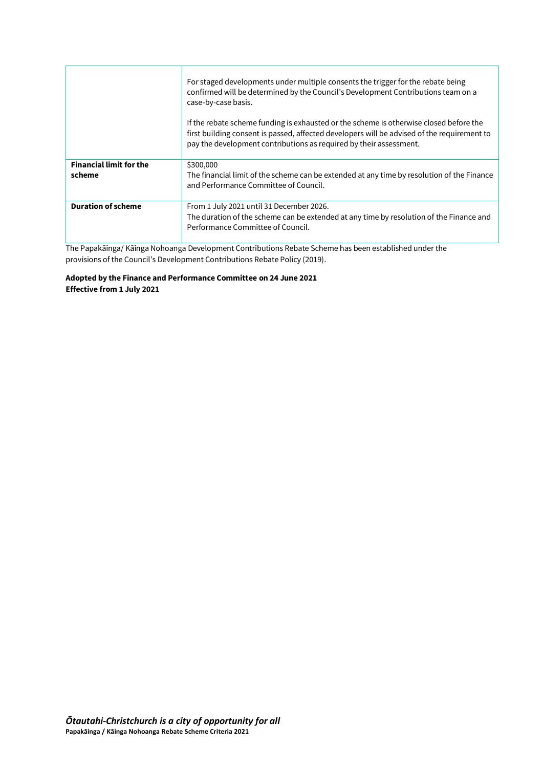| | |
|---|---|
| | For staged developments under multiple consents the trigger for the rebate being confirmed will be determined by the Council's Development Contributions team on a case-by-case basis.<br><br>If the rebate scheme funding is exhausted or the scheme is otherwise closed before the first building consent is passed, affected developers will be advised of the requirement to pay the development contributions as required by their assessment. |
| **Financial limit for the scheme** | $300,000<br>The financial limit of the scheme can be extended at any time by resolution of the Finance and Performance Committee of Council. |
| **Duration of scheme** | From 1 July 2021 until 31 December 2026.<br>The duration of the scheme can be extended at any time by resolution of the Finance and Performance Committee of Council. |

The Papakāinga/ Kāinga Nohoanga Development Contributions Rebate Scheme has been established under the provisions of the Council's Development Contributions Rebate Policy (2019).

**Adopted by the Finance and Performance Committee on 24 June 2021**
**Effective from 1 July 2021**